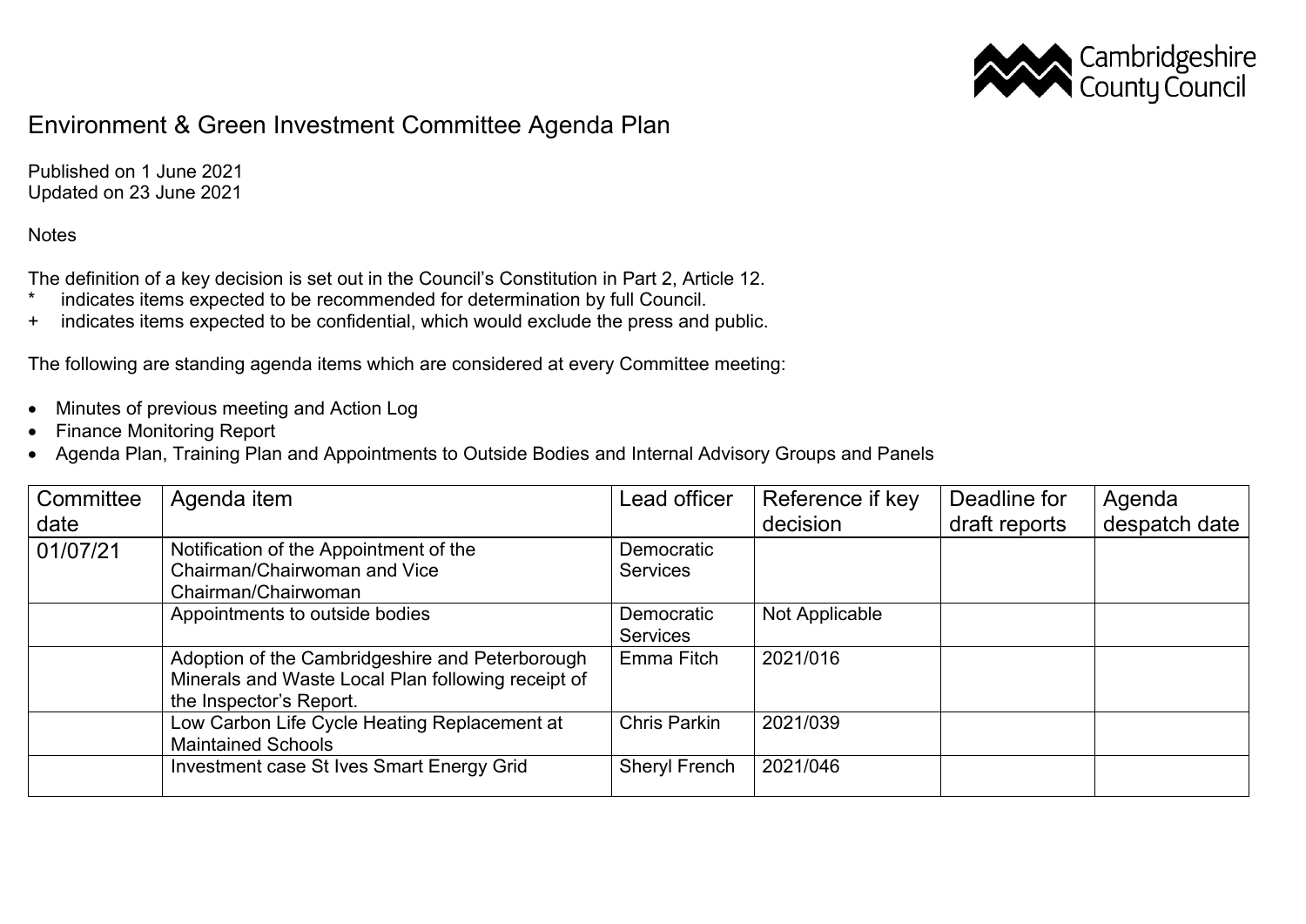# Environment & Green Investment Committee Agenda Plan

Published on 1 June 2021
Updated on 23 June 2021

Notes

The definition of a key decision is set out in the Council's Constitution in Part 2, Article 12.
* indicates items expected to be recommended for determination by full Council.
+ indicates items expected to be confidential, which would exclude the press and public.

The following are standing agenda items which are considered at every Committee meeting:

- Minutes of previous meeting and Action Log
- Finance Monitoring Report
- Agenda Plan, Training Plan and Appointments to Outside Bodies and Internal Advisory Groups and Panels

| Committee date | Agenda item | Lead officer | Reference if key decision | Deadline for draft reports | Agenda despatch date |
|---|---|---|---|---|---|
| 01/07/21 | Notification of the Appointment of the Chairman/Chairwoman and Vice Chairman/Chairwoman | Democratic Services | | | |
| | Appointments to outside bodies | Democratic Services | Not Applicable | | |
| | Adoption of the Cambridgeshire and Peterborough Minerals and Waste Local Plan following receipt of the Inspector's Report. | Emma Fitch | 2021/016 | | |
| | Low Carbon Life Cycle Heating Replacement at Maintained Schools | Chris Parkin | 2021/039 | | |
| | Investment case St Ives Smart Energy Grid | Sheryl French | 2021/046 | | |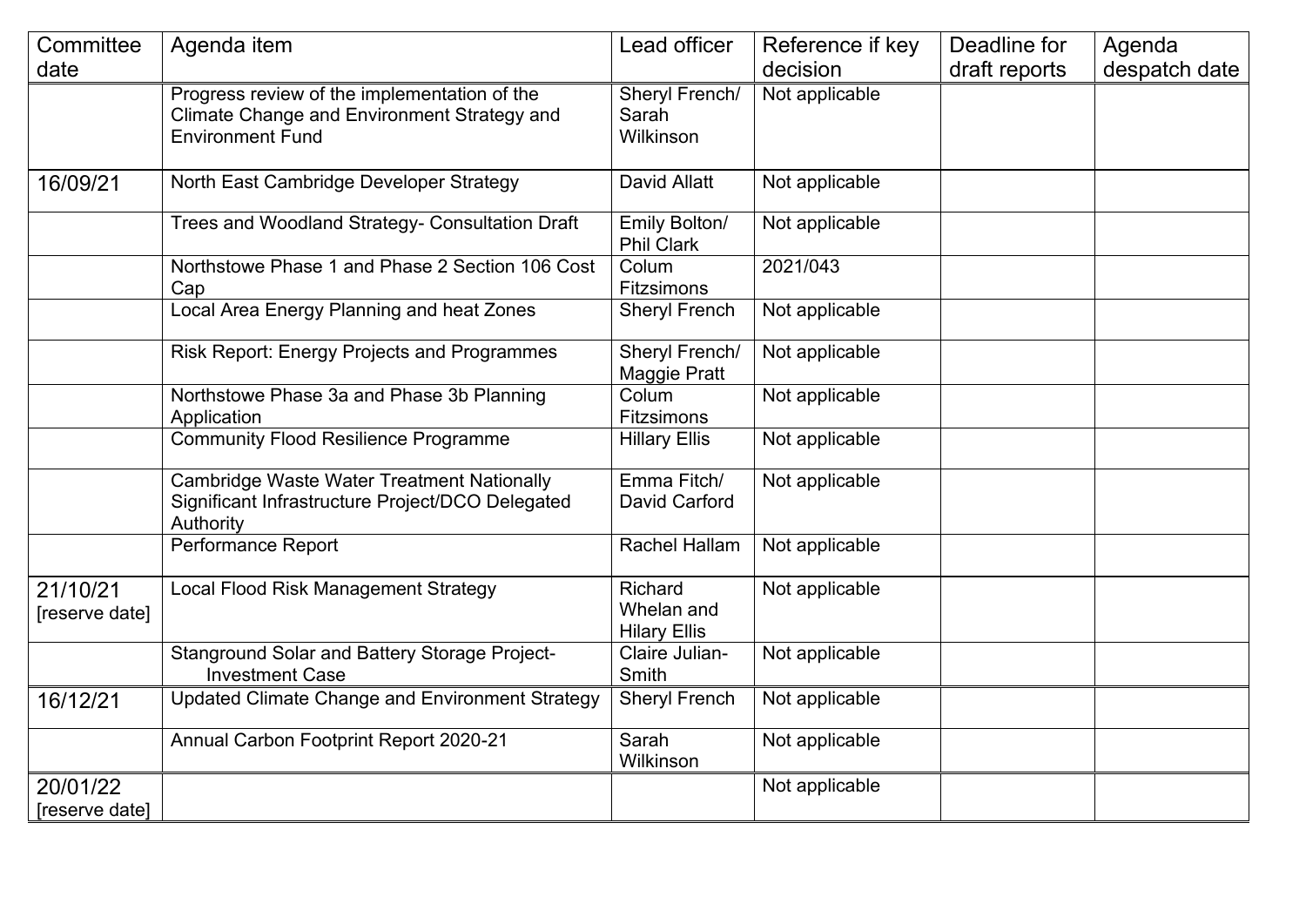| Committee date | Agenda item | Lead officer | Reference if key decision | Deadline for draft reports | Agenda despatch date |
|---|---|---|---|---|---|
| | Progress review of the implementation of the Climate Change and Environment Strategy and Environment Fund | Sheryl French/ Sarah Wilkinson | Not applicable | | |
| 16/09/21 | North East Cambridge Developer Strategy | David Allatt | Not applicable | | |
| | Trees and Woodland Strategy- Consultation Draft | Emily Bolton/ Phil Clark | Not applicable | | |
| | Northstowe Phase 1 and Phase 2 Section 106 Cost Cap | Colum Fitzsimons | 2021/043 | | |
| | Local Area Energy Planning and heat Zones | Sheryl French | Not applicable | | |
| | Risk Report: Energy Projects and Programmes | Sheryl French/ Maggie Pratt | Not applicable | | |
| | Northstowe Phase 3a and Phase 3b Planning Application | Colum Fitzsimons | Not applicable | | |
| | Community Flood Resilience Programme | Hillary Ellis | Not applicable | | |
| | Cambridge Waste Water Treatment Nationally Significant Infrastructure Project/DCO Delegated Authority | Emma Fitch/ David Carford | Not applicable | | |
| | Performance Report | Rachel Hallam | Not applicable | | |
| 21/10/21 [reserve date] | Local Flood Risk Management Strategy | Richard Whelan and Hilary Ellis | Not applicable | | |
| | Stanground Solar and Battery Storage Project- Investment Case | Claire Julian-Smith | Not applicable | | |
| 16/12/21 | Updated Climate Change and Environment Strategy | Sheryl French | Not applicable | | |
| | Annual Carbon Footprint Report 2020-21 | Sarah Wilkinson | Not applicable | | |
| 20/01/22 [reserve date] | | | Not applicable | | |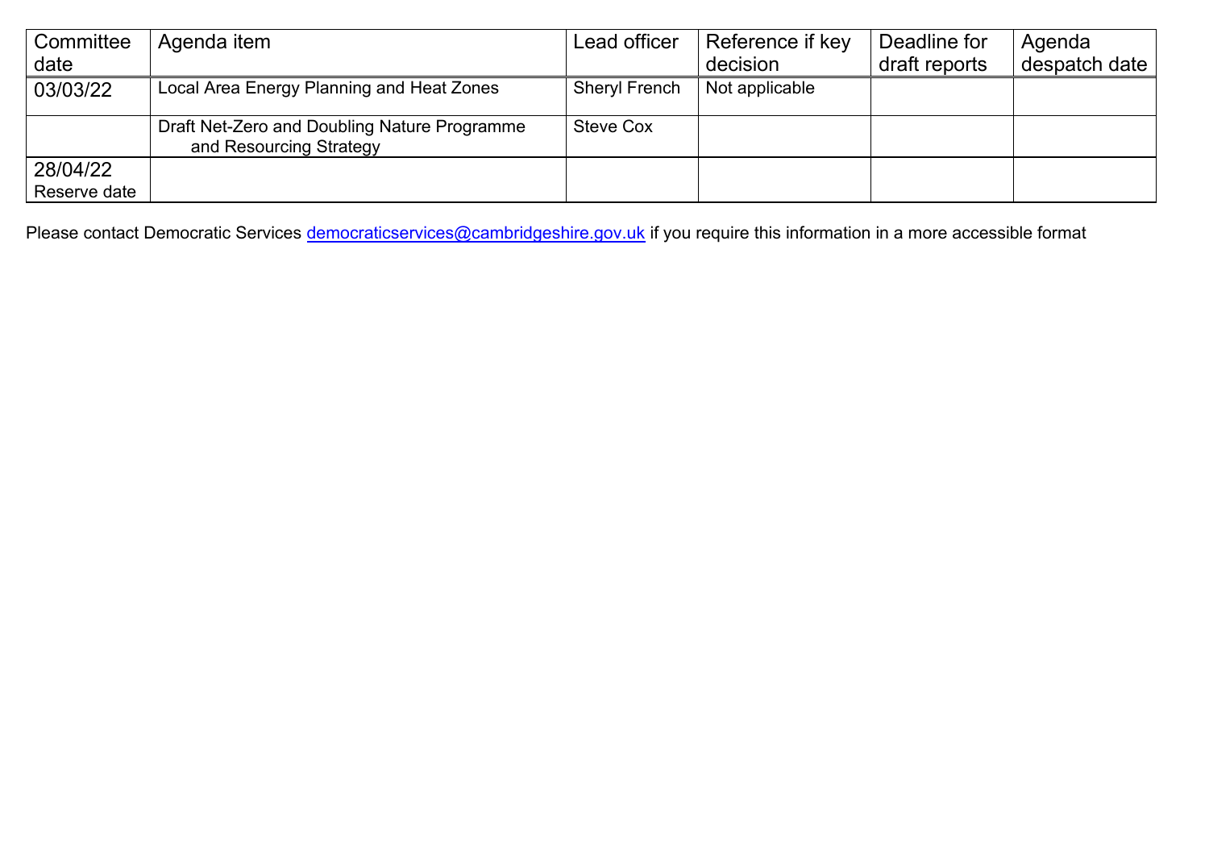| Committee date | Agenda item | Lead officer | Reference if key decision | Deadline for draft reports | Agenda despatch date |
|---|---|---|---|---|---|
| 03/03/22 | Local Area Energy Planning and Heat Zones | Sheryl French | Not applicable | | |
| | Draft Net-Zero and Doubling Nature Programme and Resourcing Strategy | Steve Cox | | | |
| 28/04/22 Reserve date | | | | | |

Please contact Democratic Services democraticservices@cambridgeshire.gov.uk if you require this information in a more accessible format